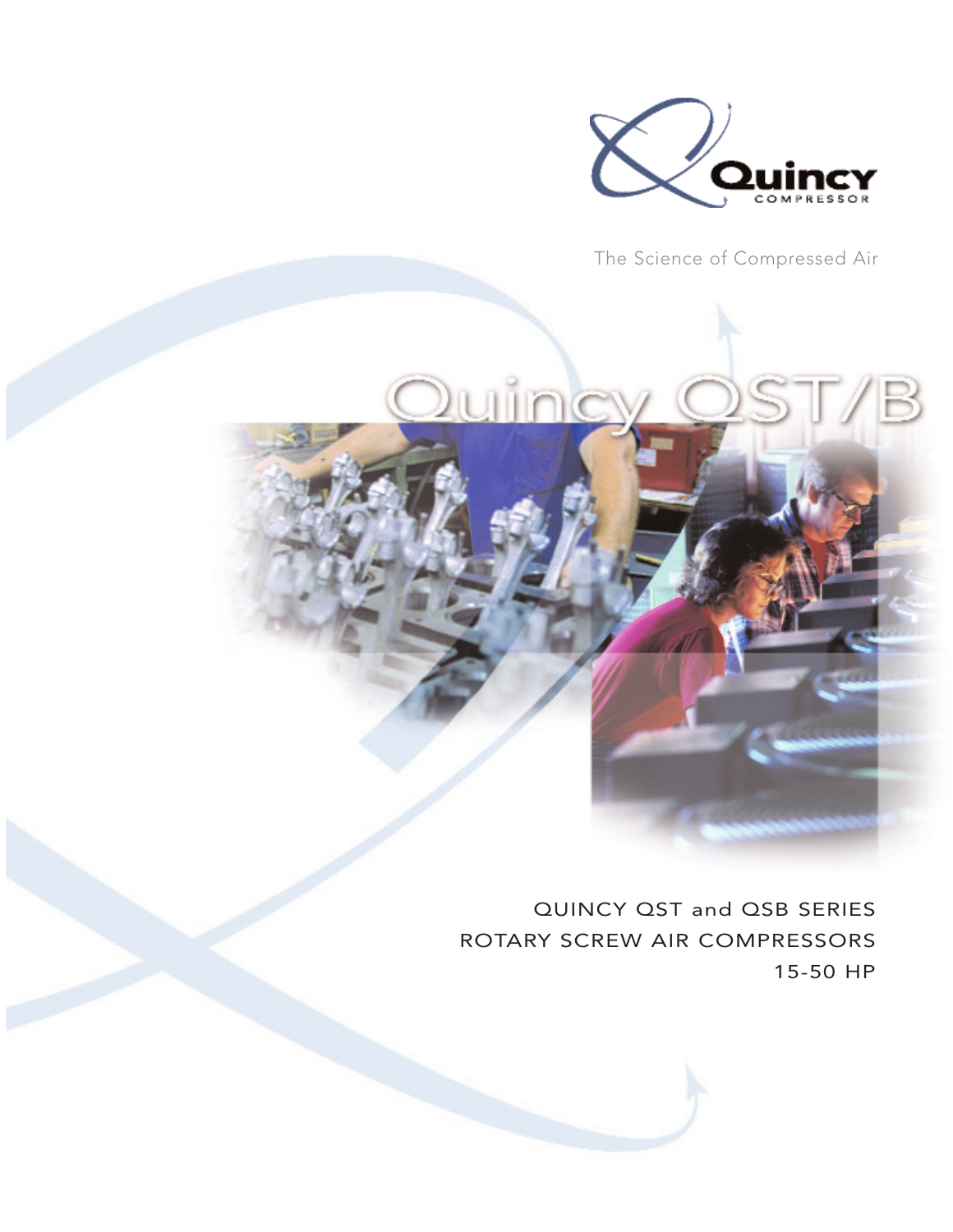Quincy

COMPRESSOR

The Science of Compressed Air

# Quincy QST/B

QUINCY QST and QSB SERIES
ROTARY SCREW AIR COMPRESSORS
15-50 HP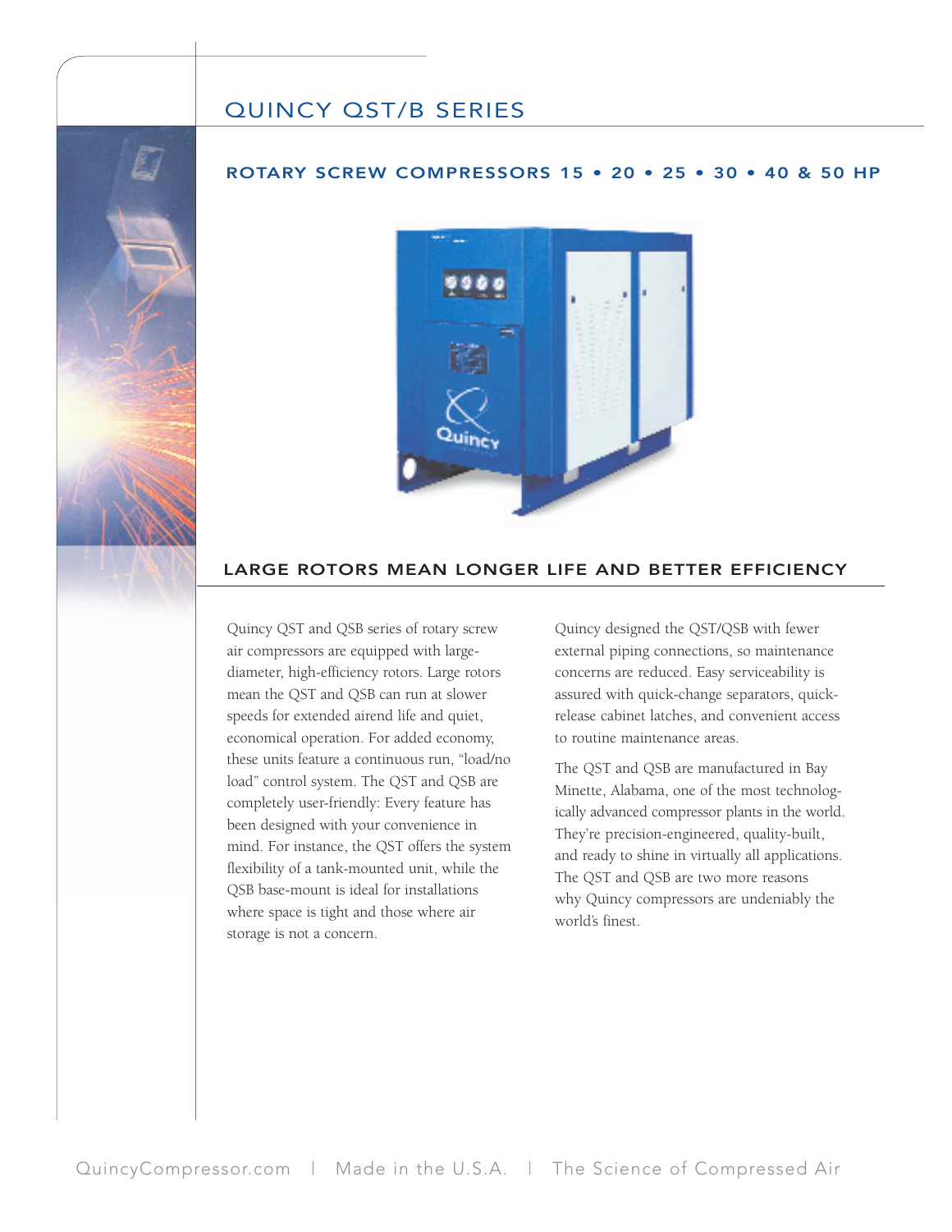# QUINCY QST/B SERIES

## ROTARY SCREW COMPRESSORS 15 • 20 • 25 • 30 • 40 & 50 HP

## LARGE ROTORS MEAN LONGER LIFE AND BETTER EFFICIENCY

Quincy QST and QSB series of rotary screw air compressors are equipped with large-diameter, high-efficiency rotors. Large rotors mean the QST and QSB can run at slower speeds for extended airend life and quiet, economical operation. For added economy, these units feature a continuous run, "load/no load" control system. The QST and QSB are completely user-friendly: Every feature has been designed with your convenience in mind. For instance, the QST offers the system flexibility of a tank-mounted unit, while the QSB base-mount is ideal for installations where space is tight and those where air storage is not a concern.

Quincy designed the QST/QSB with fewer external piping connections, so maintenance concerns are reduced. Easy serviceability is assured with quick-change separators, quick-release cabinet latches, and convenient access to routine maintenance areas.

The QST and QSB are manufactured in Bay Minette, Alabama, one of the most technologically advanced compressor plants in the world. They're precision-engineered, quality-built, and ready to shine in virtually all applications. The QST and QSB are two more reasons why Quincy compressors are undeniably the world's finest.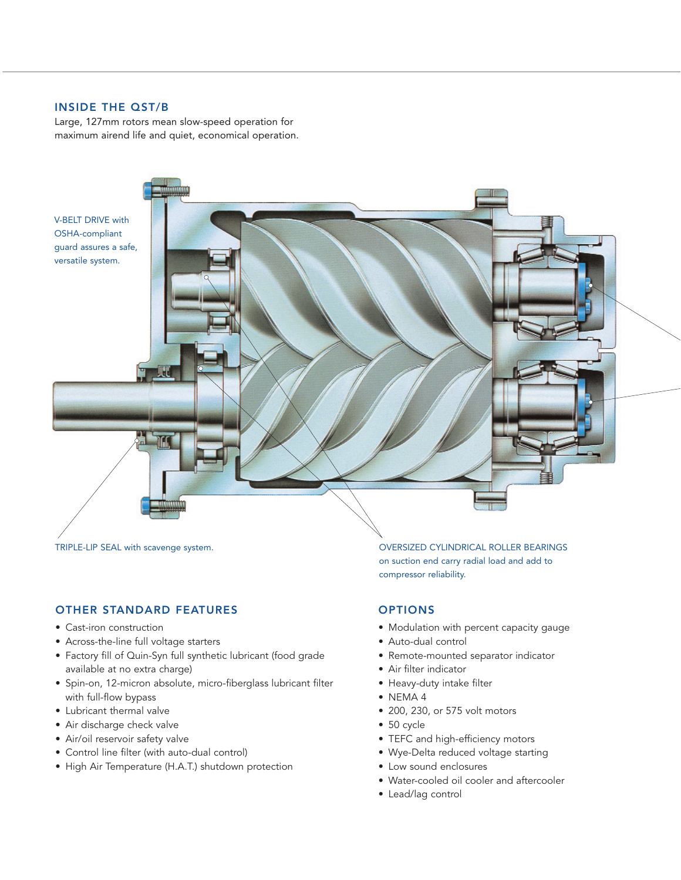## INSIDE THE QST/B

Large, 127mm rotors mean slow-speed operation for maximum airend life and quiet, economical operation.

V-BELT DRIVE with OSHA-compliant guard assures a safe, versatile system.

TRIPLE-LIP SEAL with scavenge system.

OVERSIZED CYLINDRICAL ROLLER BEARINGS on suction end carry radial load and add to compressor reliability.

## OTHER STANDARD FEATURES

- Cast-iron construction
- Across-the-line full voltage starters
- Factory fill of Quin-Syn full synthetic lubricant (food grade available at no extra charge)
- Spin-on, 12-micron absolute, micro-fiberglass lubricant filter with full-flow bypass
- Lubricant thermal valve
- Air discharge check valve
- Air/oil reservoir safety valve
- Control line filter (with auto-dual control)
- High Air Temperature (H.A.T.) shutdown protection

## OPTIONS

- Modulation with percent capacity gauge
- Auto-dual control
- Remote-mounted separator indicator
- Air filter indicator
- Heavy-duty intake filter
- NEMA 4
- 200, 230, or 575 volt motors
- 50 cycle
- TEFC and high-efficiency motors
- Wye-Delta reduced voltage starting
- Low sound enclosures
- Water-cooled oil cooler and aftercooler
- Lead/lag control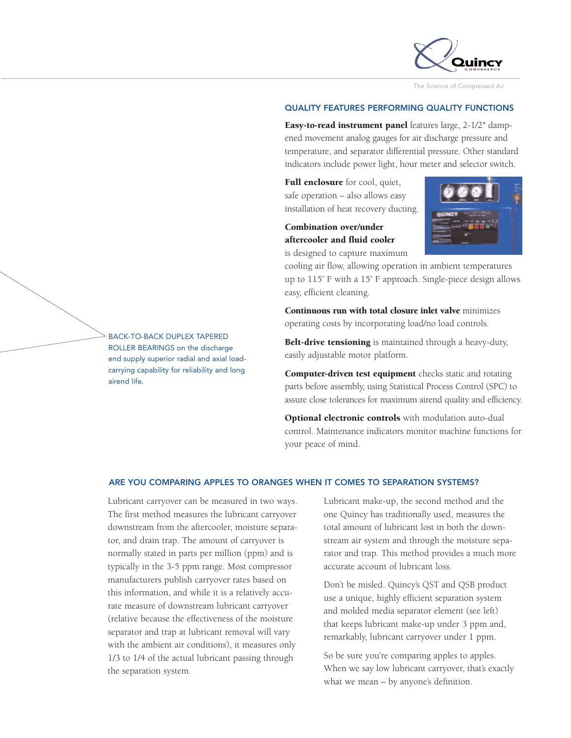## QUALITY FEATURES PERFORMING QUALITY FUNCTIONS

**Easy-to-read instrument panel** features large, 2-1/2" dampened movement analog gauges for air discharge pressure and temperature, and separator differential pressure. Other standard indicators include power light, hour meter and selector switch.

**Full enclosure** for cool, quiet, safe operation – also allows easy installation of heat recovery ducting.

**Combination over/under aftercooler and fluid cooler** is designed to capture maximum cooling air flow, allowing operation in ambient temperatures up to 115˚ F with a 15˚ F approach. Single-piece design allows easy, efficient cleaning.

**Continuous run with total closure inlet valve** minimizes operating costs by incorporating load/no load controls.

**Belt-drive tensioning** is maintained through a heavy-duty, easily adjustable motor platform.

**Computer-driven test equipment** checks static and rotating parts before assembly, using Statistical Process Control (SPC) to assure close tolerances for maximum airend quality and efficiency.

**Optional electronic controls** with modulation auto-dual control. Maintenance indicators monitor machine functions for your peace of mind.

BACK-TO-BACK DUPLEX TAPERED ROLLER BEARINGS on the discharge end supply superior radial and axial load-carrying capability for reliability and long airend life.

## ARE YOU COMPARING APPLES TO ORANGES WHEN IT COMES TO SEPARATION SYSTEMS?

Lubricant carryover can be measured in two ways. The first method measures the lubricant carryover downstream from the aftercooler, moisture separator, and drain trap. The amount of carryover is normally stated in parts per million (ppm) and is typically in the 3-5 ppm range. Most compressor manufacturers publish carryover rates based on this information, and while it is a relatively accurate measure of downstream lubricant carryover (relative because the effectiveness of the moisture separator and trap at lubricant removal will vary with the ambient air conditions), it measures only 1/3 to 1/4 of the actual lubricant passing through the separation system.

Lubricant make-up, the second method and the one Quincy has traditionally used, measures the total amount of lubricant lost in both the downstream air system and through the moisture separator and trap. This method provides a much more accurate account of lubricant loss.

Don't be misled. Quincy's QST and QSB product use a unique, highly efficient separation system and molded media separator element (see left) that keeps lubricant make-up under 3 ppm and, remarkably, lubricant carryover under 1 ppm.

So be sure you're comparing apples to apples. When we say low lubricant carryover, that's exactly what we mean – by anyone's definition.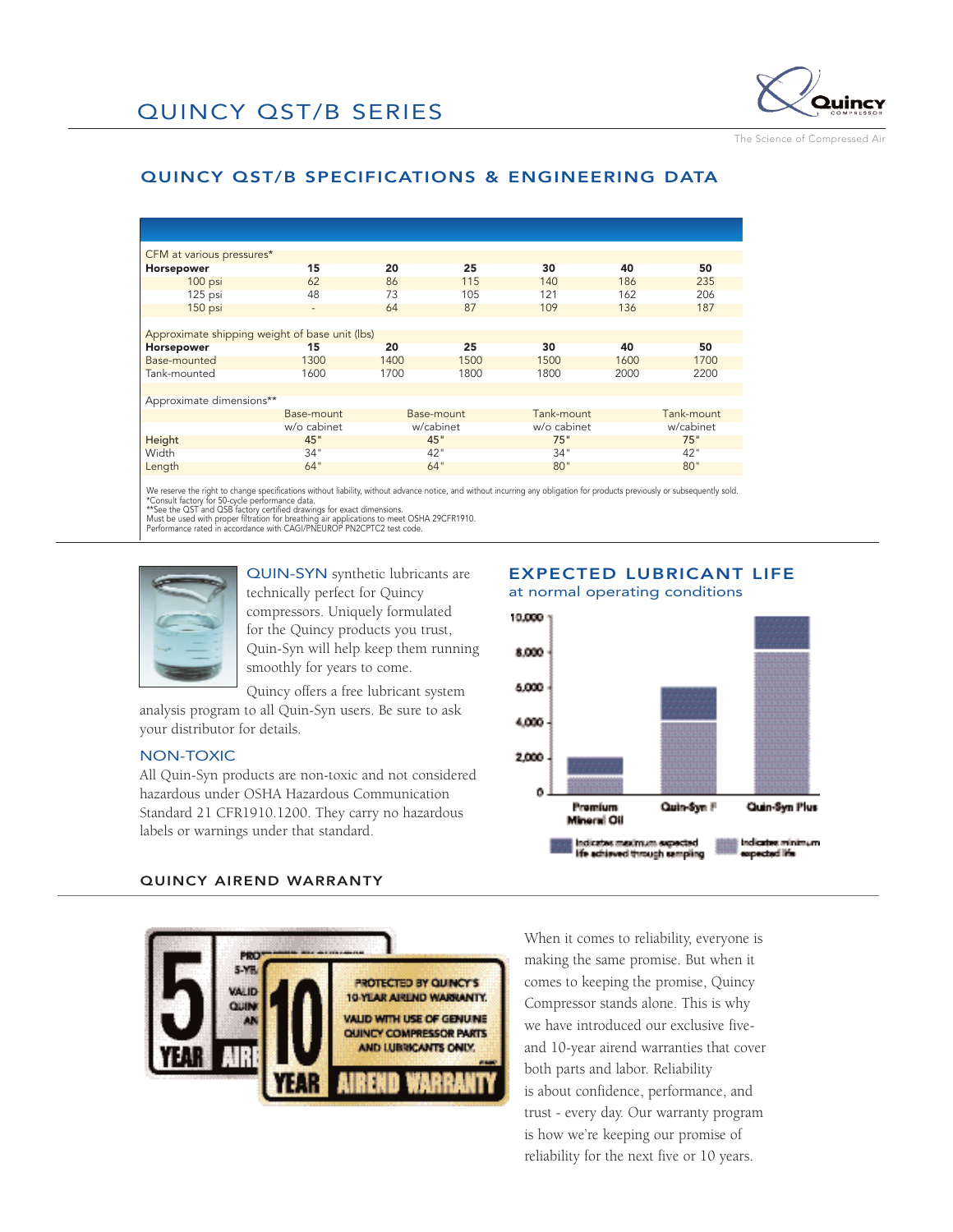## QUINCY QST/B SERIES

### QUINCY QST/B SPECIFICATIONS & ENGINEERING DATA

| CFM at various pressures* | | | | | | |
|---|---|---|---|---|---|---|
| **Horsepower** | **15** | **20** | **25** | **30** | **40** | **50** |
| 100 psi | 62 | 86 | 115 | 140 | 186 | 235 |
| 125 psi | 48 | 73 | 105 | 121 | 162 | 206 |
| 150 psi | - | 64 | 87 | 109 | 136 | 187 |

| Approximate shipping weight of base unit (lbs) | | | | | | |
|---|---|---|---|---|---|---|
| **Horsepower** | **15** | **20** | **25** | **30** | **40** | **50** |
| Base-mounted | 1300 | 1400 | 1500 | 1500 | 1600 | 1700 |
| Tank-mounted | 1600 | 1700 | 1800 | 1800 | 2000 | 2200 |

| Approximate dimensions** | Base-mount w/o cabinet | Base-mount w/cabinet | Tank-mount w/o cabinet | Tank-mount w/cabinet |
|---|---|---|---|---|
| Height | 45" | 45" | 75" | 75" |
| Width | 34" | 42" | 34" | 42" |
| Length | 64" | 64" | 80" | 80" |

We reserve the right to change specifications without liability, without advance notice, and without incurring any obligation for products previously or subsequently sold.
*Consult factory for 50-cycle performance data.
**See the QST and QSB factory certified drawings for exact dimensions.
Must be used with proper filtration for breathing air applications to meet OSHA 29CFR1910.
Performance rated in accordance with CAGI/PNEUROP PN2CPTC2 test code.

QUIN-SYN synthetic lubricants are technically perfect for Quincy compressors. Uniquely formulated for the Quincy products you trust, Quin-Syn will help keep them running smoothly for years to come.

Quincy offers a free lubricant system analysis program to all Quin-Syn users. Be sure to ask your distributor for details.

### NON-TOXIC

All Quin-Syn products are non-toxic and not considered hazardous under OSHA Hazardous Communication Standard 21 CFR1910.1200. They carry no hazardous labels or warnings under that standard.

### EXPECTED LUBRICANT LIFE
at normal operating conditions

### QUINCY AIREND WARRANTY

When it comes to reliability, everyone is making the same promise. But when it comes to keeping the promise, Quincy Compressor stands alone. This is why we have introduced our exclusive five- and 10-year airend warranties that cover both parts and labor. Reliability is about confidence, performance, and trust - every day. Our warranty program is how we're keeping our promise of reliability for the next five or 10 years.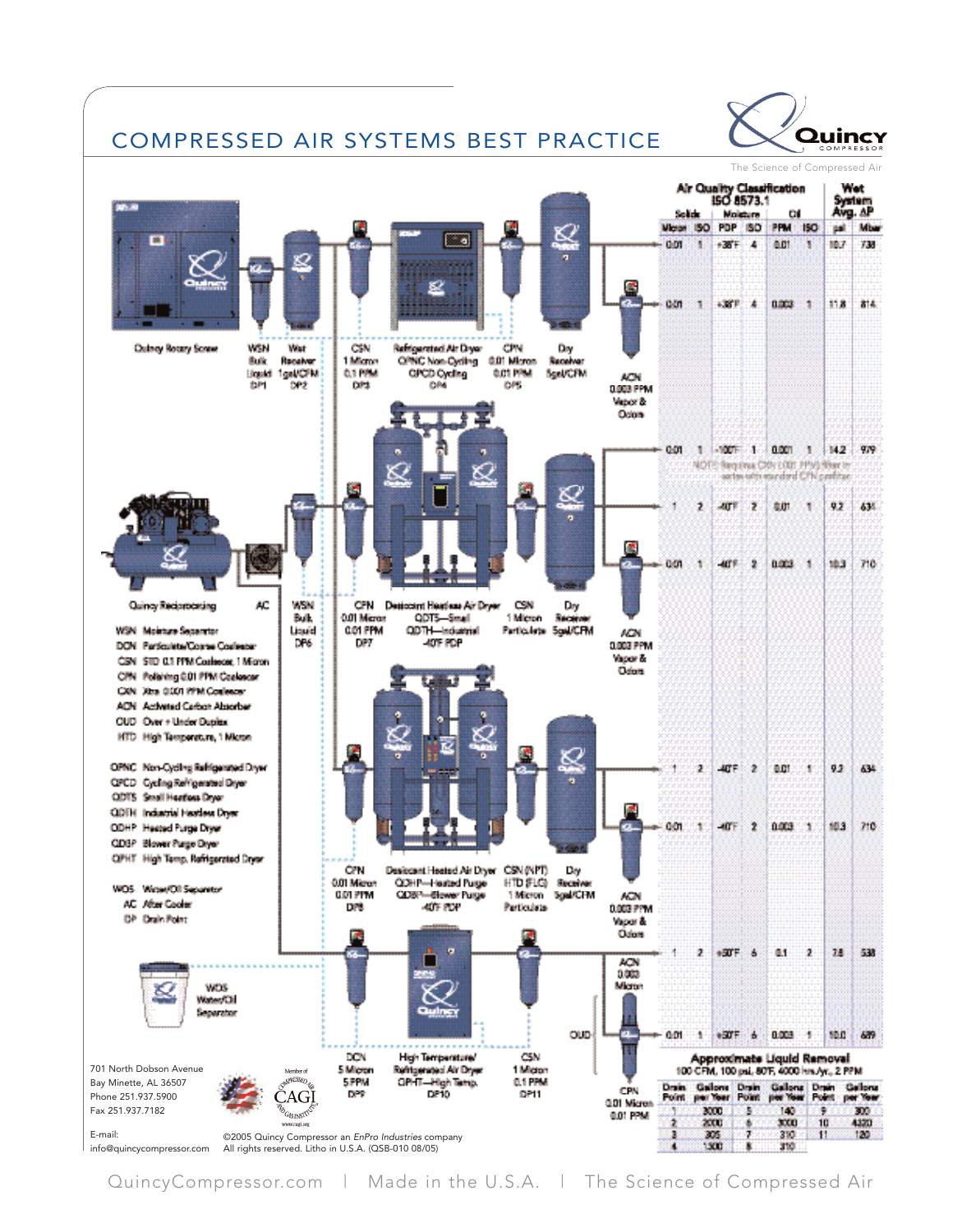# COMPRESSED AIR SYSTEMS BEST PRACTICE

Quincy Compressor — The Science of Compressed Air

Quincy Rotary Screw

WSN Bulk Liquid DP1

Wet Receiver 1gal/CFM DP2

CSN 1 Micron 0.1 PPM DP3

Refrigerated Air Dryer QRNC Non-Cycling QRCD Cycling DP4

CPN 0.01 Micron 0.01 PPM DP5

Dry Receiver 5gal/CFM

ACN 0.003 PPM Vapor & Odors

Quincy Reciprocating

AC

WSN Bulk Liquid DP6

CPN 0.01 Micron 0.01 PPM DP7

Desiccant Heatless Air Dryer QDTS—Small QDTH—Industrial -40°F PDP

CSN 1 Micron Particulate

Dry Receiver 5gal/CFM

ACN 0.003 PPM Vapor & Odors

CPN 0.01 Micron 0.01 PPM DP8

Desiccant Heated Air Dryer QDHP—Heated Purge QDBP—Blower Purge -40°F PDP

CSN (NPT) HTD (FLG) 1 Micron Particulate

Dry Receiver 5gal/CFM

ACN 0.003 PPM Vapor & Odors

WOS Water/Oil Separator

DCN 5 Micron 5 PPM DP9

High Temperature/ Refrigerated Air Dryer QPHT—High Temp. DP10

CSN 1 Micron 0.1 PPM DP11

ACN 0.003 Micron

OUD

CPN 0.01 Micron 0.01 PPM

- WSN Moisture Separator
- DCN Particulate/Coarse Coalescer
- CSN STD 0.1 PPM Coalescer, 1 Micron
- CPN Polishing 0.01 PPM Coalescer
- CXN Xtra 0.001 PPM Coalescer
- ACN Activated Carbon Absorber
- OUD Over + Under Duplex
- HTD High Temperature, 1 Micron

- QRNC Non-Cycling Refrigerated Dryer
- QRCD Cycling Refrigerated Dryer
- QDTS Small Heatless Dryer
- QDTH Industrial Heatless Dryer
- QDHP Heated Purge Dryer
- QDBP Blower Purge Dryer
- QPHT High Temp. Refrigerated Dryer

- WOS Water/Oil Separator
- AC After Cooler
- DP Drain Point

| Air Quality Classification ISO 8573.1 | | | | | | Wet System Avg. ΔP | |
|---|---|---|---|---|---|---|---|
| Solids | | Moisture | | Oil | | | |
| Micron | ISO | PDP | ISO | PPM | ISO | psi | Mbar |
| 0.01 | 1 | +38°F | 4 | 0.01 | 1 | 10.7 | 738 |
| 0.01 | 1 | +38°F | 4 | 0.003 | 1 | 11.8 | 814 |
| 0.01 | 1 | -100°F | 1 | 0.001 | 1 | 14.2 | 979 |
| 1 | 2 | -40°F | 2 | 0.01 | 1 | 9.2 | 634 |
| 0.01 | 1 | -40°F | 2 | 0.003 | 1 | 10.3 | 710 |
| 1 | 2 | -40°F | 2 | 0.01 | 1 | 9.2 | 634 |
| 0.01 | 1 | -40°F | 2 | 0.003 | 1 | 10.3 | 710 |
| 1 | 2 | +50°F | 6 | 0.1 | 2 | 7.8 | 538 |
| 0.01 | 1 | +50°F | 6 | 0.003 | 1 | 10.0 | 689 |

NOTE: Requires CXN (.001 PPM) filter in series with standard CPN prefilter

**Approximate Liquid Removal**
100 CFM, 100 psi, 80°F, 4000 hrs/yr., 2 PPM

| Drain Point | Gallons per Year | Drain Point | Gallons per Year | Drain Point | Gallons per Year |
|---|---|---|---|---|---|
| 1 | 3000 | 5 | 140 | 9 | 300 |
| 2 | 2000 | 6 | 3000 | 10 | 4320 |
| 3 | 305 | 7 | 310 | 11 | 120 |
| 4 | 1300 | 8 | 310 | | |

701 North Dobson Avenue
Bay Minette, AL 36507
Phone 251.937.5900
Fax 251.937.7182

E-mail:
info@quincycompressor.com

Member of Compressed Air and Gas Institute — CAGI — www.cagi.org

©2005 Quincy Compressor an *EnPro Industries* company
All rights reserved. Litho in U.S.A. (QSB-010 08/05)

QuincyCompressor.com | Made in the U.S.A. | The Science of Compressed Air